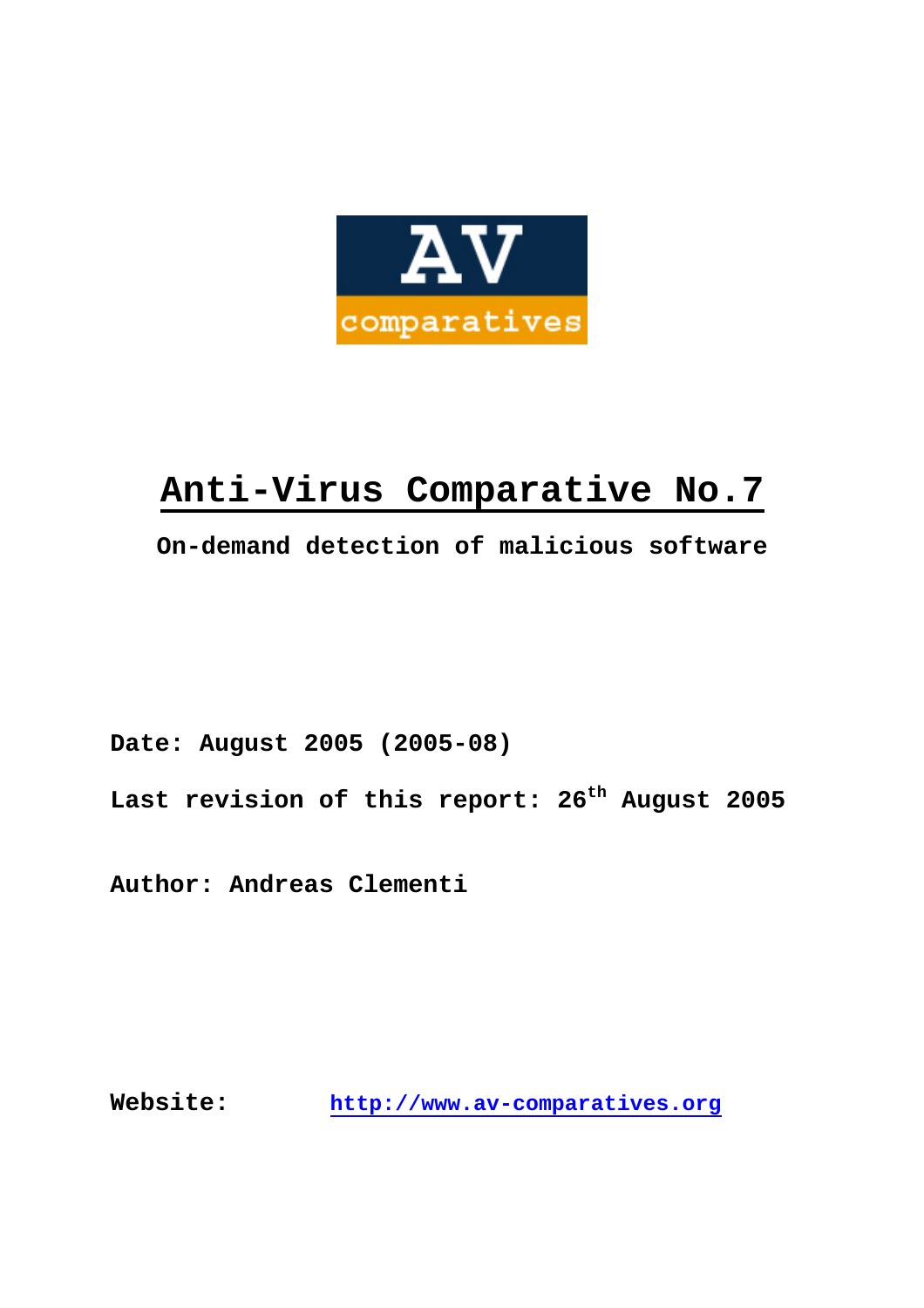AV
comparatives

# Anti-Virus Comparative No.7

**On-demand detection of malicious software**

**Date: August 2005 (2005-08)**

**Last revision of this report: 26th August 2005**

**Author: Andreas Clementi**

**Website:** [http://www.av-comparatives.org](http://www.av-comparatives.org)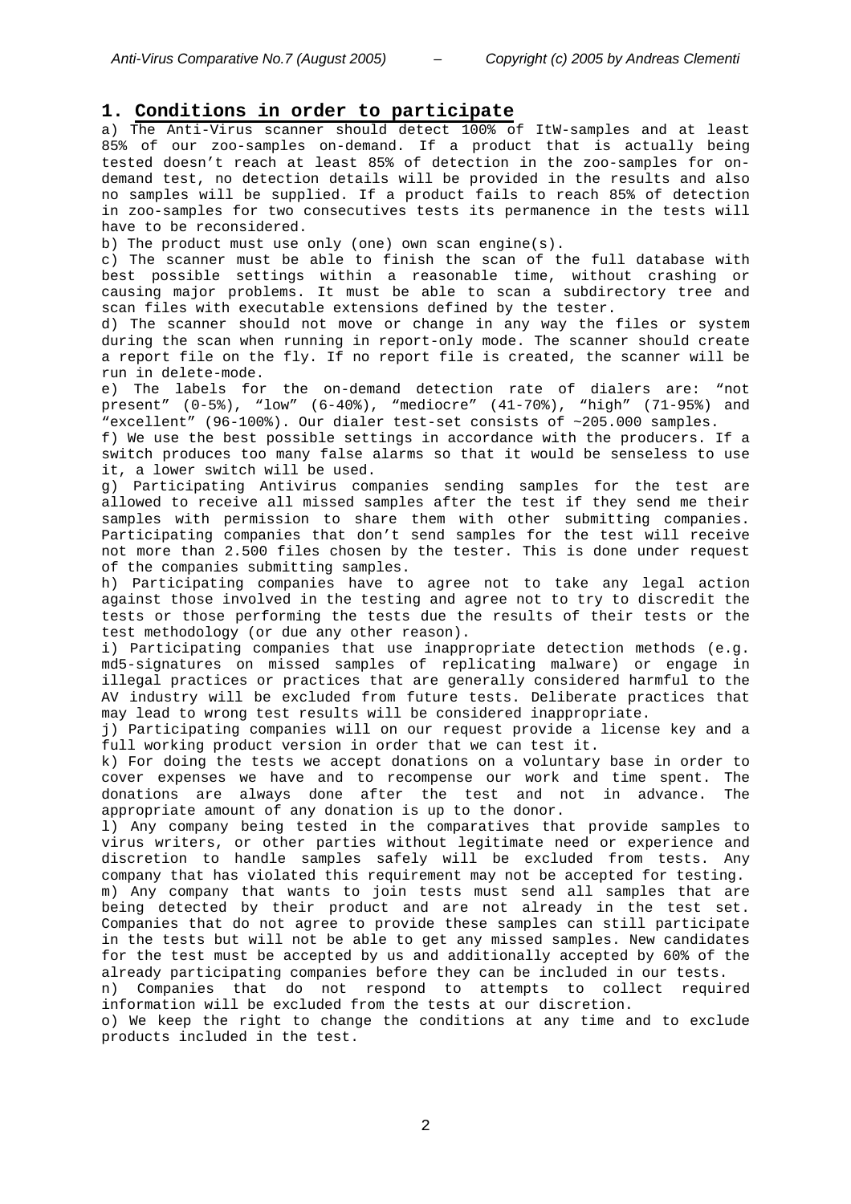## 1. **Conditions in order to participate**

a) The Anti-Virus scanner should detect 100% of ItW-samples and at least 85% of our zoo-samples on-demand. If a product that is actually being tested doesn't reach at least 85% of detection in the zoo-samples for on-demand test, no detection details will be provided in the results and also no samples will be supplied. If a product fails to reach 85% of detection in zoo-samples for two consecutives tests its permanence in the tests will have to be reconsidered.

b) The product must use only (one) own scan engine(s).

c) The scanner must be able to finish the scan of the full database with best possible settings within a reasonable time, without crashing or causing major problems. It must be able to scan a subdirectory tree and scan files with executable extensions defined by the tester.

d) The scanner should not move or change in any way the files or system during the scan when running in report-only mode. The scanner should create a report file on the fly. If no report file is created, the scanner will be run in delete-mode.

e) The labels for the on-demand detection rate of dialers are: "not present" (0-5%), "low" (6-40%), "mediocre" (41-70%), "high" (71-95%) and "excellent" (96-100%). Our dialer test-set consists of ~205.000 samples.

f) We use the best possible settings in accordance with the producers. If a switch produces too many false alarms so that it would be senseless to use it, a lower switch will be used.

g) Participating Antivirus companies sending samples for the test are allowed to receive all missed samples after the test if they send me their samples with permission to share them with other submitting companies. Participating companies that don't send samples for the test will receive not more than 2.500 files chosen by the tester. This is done under request of the companies submitting samples.

h) Participating companies have to agree not to take any legal action against those involved in the testing and agree not to try to discredit the tests or those performing the tests due the results of their tests or the test methodology (or due any other reason).

i) Participating companies that use inappropriate detection methods (e.g. md5-signatures on missed samples of replicating malware) or engage in illegal practices or practices that are generally considered harmful to the AV industry will be excluded from future tests. Deliberate practices that may lead to wrong test results will be considered inappropriate.

j) Participating companies will on our request provide a license key and a full working product version in order that we can test it.

k) For doing the tests we accept donations on a voluntary base in order to cover expenses we have and to recompense our work and time spent. The donations are always done after the test and not in advance. The appropriate amount of any donation is up to the donor.

l) Any company being tested in the comparatives that provide samples to virus writers, or other parties without legitimate need or experience and discretion to handle samples safely will be excluded from tests. Any company that has violated this requirement may not be accepted for testing.

m) Any company that wants to join tests must send all samples that are being detected by their product and are not already in the test set. Companies that do not agree to provide these samples can still participate in the tests but will not be able to get any missed samples. New candidates for the test must be accepted by us and additionally accepted by 60% of the already participating companies before they can be included in our tests.

n) Companies that do not respond to attempts to collect required information will be excluded from the tests at our discretion.

o) We keep the right to change the conditions at any time and to exclude products included in the test.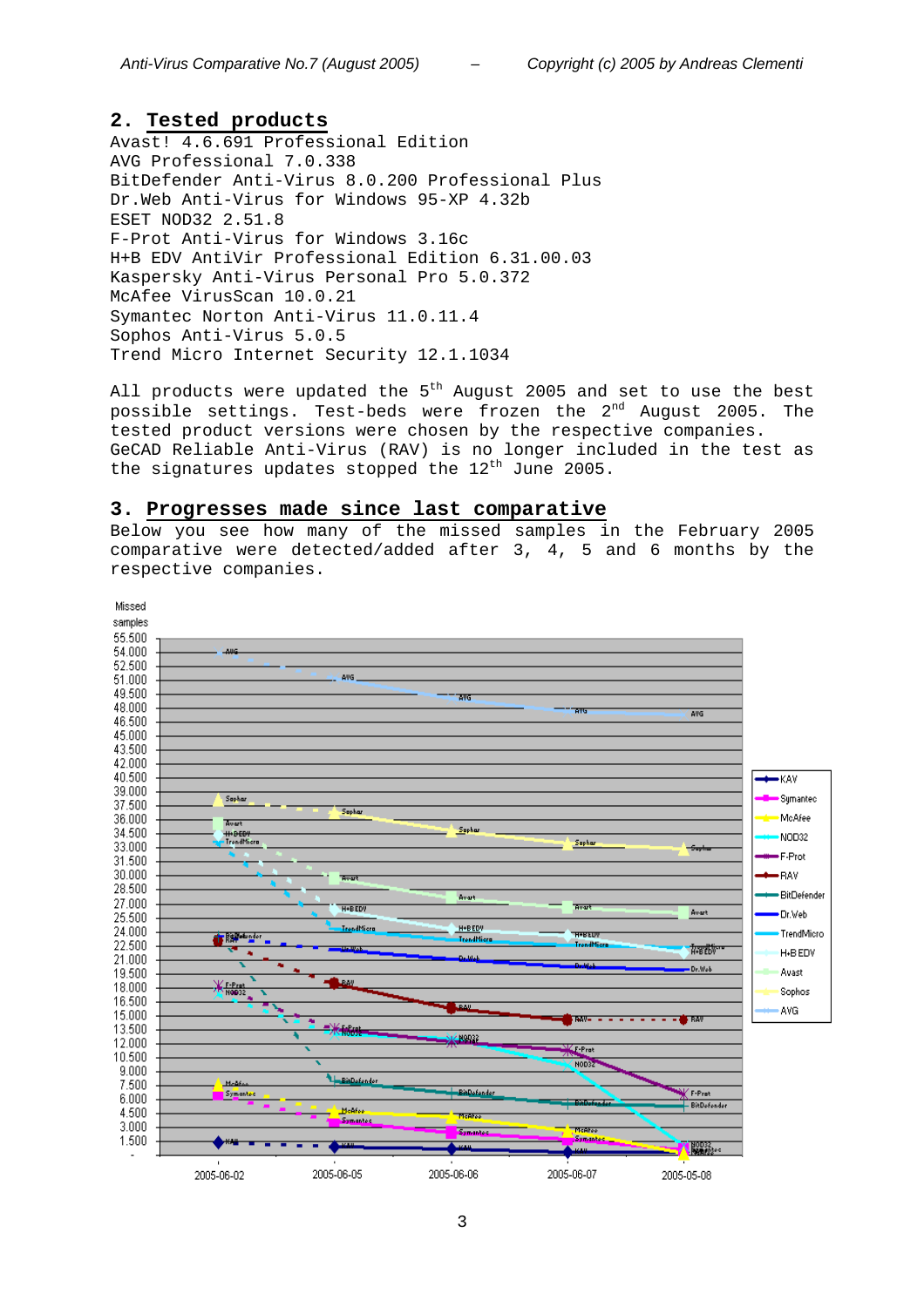## 2. Tested products

Avast! 4.6.691 Professional Edition
AVG Professional 7.0.338
BitDefender Anti-Virus 8.0.200 Professional Plus
Dr.Web Anti-Virus for Windows 95-XP 4.32b
ESET NOD32 2.51.8
F-Prot Anti-Virus for Windows 3.16c
H+B EDV AntiVir Professional Edition 6.31.00.03
Kaspersky Anti-Virus Personal Pro 5.0.372
McAfee VirusScan 10.0.21
Symantec Norton Anti-Virus 11.0.11.4
Sophos Anti-Virus 5.0.5
Trend Micro Internet Security 12.1.1034

All products were updated the 5th August 2005 and set to use the best possible settings. Test-beds were frozen the 2nd August 2005. The tested product versions were chosen by the respective companies. GeCAD Reliable Anti-Virus (RAV) is no longer included in the test as the signatures updates stopped the 12th June 2005.

## 3. Progresses made since last comparative

Below you see how many of the missed samples in the February 2005 comparative were detected/added after 3, 4, 5 and 6 months by the respective companies.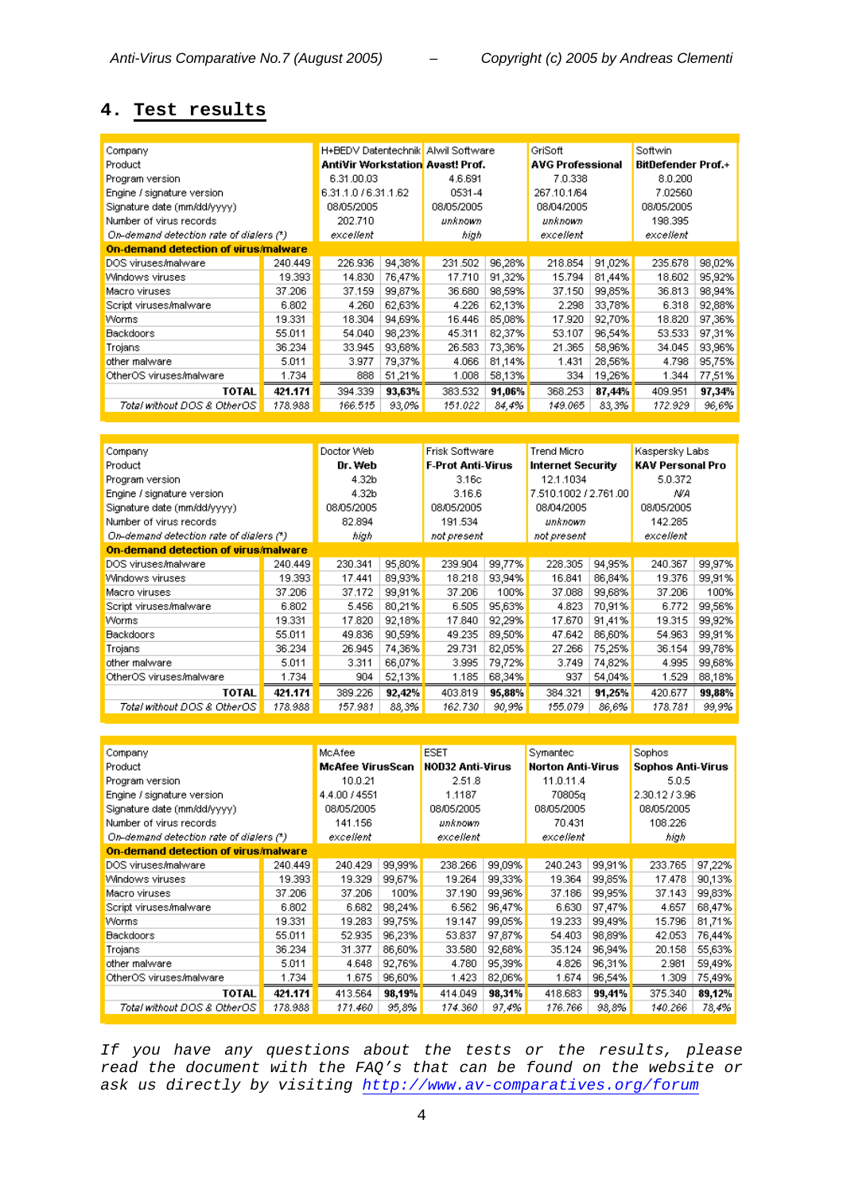## 4. Test results

| Company | | H+BEDV Datentechnik | | Alwil Software | | GriSoft | | Softwin | |
|---|---|---|---|---|---|---|---|---|---|
| Product | | **AntiVir Workstation** | | **Avast! Prof.** | | **AVG Professional** | | **BitDefender Prof.+** | |
| Program version | | 6.31.00.03 | | 4.6.691 | | 7.0.338 | | 8.0.200 | |
| Engine / signature version | | 6.31.1.0 / 6.31.1.62 | | 0531-4 | | 267.10.1/64 | | 7.02560 | |
| Signature date (mm/dd/yyyy) | | 08/05/2005 | | 08/05/2005 | | 08/04/2005 | | 08/05/2005 | |
| Number of virus records | | 202.710 | | *unknown* | | *unknown* | | 198.395 | |
| *On-demand detection rate of dialers (*)* | | *excellent* | | *high* | | *excellent* | | *excellent* | |
| **On-demand detection of virus/malware** | | | | | | | | | |
| DOS viruses/malware | 240.449 | 226.936 | 94,38% | 231.502 | 96,28% | 218.854 | 91,02% | 235.678 | 98,02% |
| Windows viruses | 19.393 | 14.830 | 76,47% | 17.710 | 91,32% | 15.794 | 81,44% | 18.602 | 95,92% |
| Macro viruses | 37.206 | 37.159 | 99,87% | 36.680 | 98,59% | 37.150 | 99,85% | 36.813 | 98,94% |
| Script viruses/malware | 6.802 | 4.260 | 62,63% | 4.226 | 62,13% | 2.298 | 33,78% | 6.318 | 92,88% |
| Worms | 19.331 | 18.304 | 94,69% | 16.446 | 85,08% | 17.920 | 92,70% | 18.820 | 97,36% |
| Backdoors | 55.011 | 54.040 | 98,23% | 45.311 | 82,37% | 53.107 | 96,54% | 53.533 | 97,31% |
| Trojans | 36.234 | 33.945 | 93,68% | 26.583 | 73,36% | 21.365 | 58,96% | 34.045 | 93,96% |
| other malware | 5.011 | 3.977 | 79,37% | 4.066 | 81,14% | 1.431 | 28,56% | 4.798 | 95,75% |
| OtherOS viruses/malware | 1.734 | 888 | 51,21% | 1.008 | 58,13% | 334 | 19,26% | 1.344 | 77,51% |
| **TOTAL** | **421.171** | 394.339 | **93,63%** | 383.532 | **91,06%** | 368.253 | **87,44%** | 409.951 | **97,34%** |
| *Total without DOS & OtherOS* | *178.988* | *166.515* | *93,0%* | *151.022* | *84,4%* | *149.065* | *83,3%* | *172.929* | *96,6%* |

| Company | | Doctor Web | | Frisk Software | | Trend Micro | | Kaspersky Labs | |
|---|---|---|---|---|---|---|---|---|---|
| Product | | **Dr. Web** | | **F-Prot Anti-Virus** | | **Internet Security** | | **KAV Personal Pro** | |
| Program version | | 4.32b | | 3.16c | | 12.1.1034 | | 5.0.372 | |
| Engine / signature version | | 4.32b | | 3.16.6 | | 7.510.1002 / 2.761.00 | | N/A | |
| Signature date (mm/dd/yyyy) | | 08/05/2005 | | 08/05/2005 | | 08/04/2005 | | 08/05/2005 | |
| Number of virus records | | 82.894 | | 191.534 | | *unknown* | | 142.285 | |
| *On-demand detection rate of dialers (*)* | | *high* | | *not present* | | *not present* | | *excellent* | |
| **On-demand detection of virus/malware** | | | | | | | | | |
| DOS viruses/malware | 240.449 | 230.341 | 95,80% | 239.904 | 99,77% | 228.305 | 94,95% | 240.367 | 99,97% |
| Windows viruses | 19.393 | 17.441 | 89,93% | 18.218 | 93,94% | 16.841 | 86,84% | 19.376 | 99,91% |
| Macro viruses | 37.206 | 37.172 | 99,91% | 37.206 | 100% | 37.088 | 99,68% | 37.206 | 100% |
| Script viruses/malware | 6.802 | 5.456 | 80,21% | 6.505 | 95,63% | 4.823 | 70,91% | 6.772 | 99,56% |
| Worms | 19.331 | 17.820 | 92,18% | 17.840 | 92,29% | 17.670 | 91,41% | 19.315 | 99,92% |
| Backdoors | 55.011 | 49.836 | 90,59% | 49.235 | 89,50% | 47.642 | 86,60% | 54.963 | 99,91% |
| Trojans | 36.234 | 26.945 | 74,36% | 29.731 | 82,05% | 27.266 | 75,25% | 36.154 | 99,78% |
| other malware | 5.011 | 3.311 | 66,07% | 3.995 | 79,72% | 3.749 | 74,82% | 4.995 | 99,68% |
| OtherOS viruses/malware | 1.734 | 904 | 52,13% | 1.185 | 68,34% | 937 | 54,04% | 1.529 | 88,18% |
| **TOTAL** | **421.171** | 389.226 | **92,42%** | 403.819 | **95,88%** | 384.321 | **91,25%** | 420.677 | **99,88%** |
| *Total without DOS & OtherOS* | *178.988* | *157.981* | *88,3%* | *162.730* | *90,9%* | *155.079* | *86,6%* | *178.781* | *99,9%* |

| Company | | McAfee | | ESET | | Symantec | | Sophos | |
|---|---|---|---|---|---|---|---|---|---|
| Product | | **McAfee VirusScan** | | **NOD32 Anti-Virus** | | **Norton Anti-Virus** | | **Sophos Anti-Virus** | |
| Program version | | 10.0.21 | | 2.51.8 | | 11.0.11.4 | | 5.0.5 | |
| Engine / signature version | | 4.4.00 / 4551 | | 1.1187 | | 70805q | | 2.30.12 / 3.96 | |
| Signature date (mm/dd/yyyy) | | 08/05/2005 | | 08/05/2005 | | 08/05/2005 | | 08/05/2005 | |
| Number of virus records | | 141.156 | | *unknown* | | 70.431 | | 108.226 | |
| *On-demand detection rate of dialers (*)* | | *excellent* | | *excellent* | | *excellent* | | *high* | |
| **On-demand detection of virus/malware** | | | | | | | | | |
| DOS viruses/malware | 240.449 | 240.429 | 99,99% | 238.266 | 99,09% | 240.243 | 99,91% | 233.765 | 97,22% |
| Windows viruses | 19.393 | 19.329 | 99,67% | 19.264 | 99,33% | 19.364 | 99,85% | 17.478 | 90,13% |
| Macro viruses | 37.206 | 37.206 | 100% | 37.190 | 99,96% | 37.186 | 99,95% | 37.143 | 99,83% |
| Script viruses/malware | 6.802 | 6.682 | 98,24% | 6.562 | 96,47% | 6.630 | 97,47% | 4.657 | 68,47% |
| Worms | 19.331 | 19.283 | 99,75% | 19.147 | 99,05% | 19.233 | 99,49% | 15.796 | 81,71% |
| Backdoors | 55.011 | 52.935 | 96,23% | 53.837 | 97,87% | 54.403 | 98,89% | 42.053 | 76,44% |
| Trojans | 36.234 | 31.377 | 86,60% | 33.580 | 92,68% | 35.124 | 96,94% | 20.158 | 55,63% |
| other malware | 5.011 | 4.648 | 92,76% | 4.780 | 95,39% | 4.826 | 96,31% | 2.981 | 59,49% |
| OtherOS viruses/malware | 1.734 | 1.675 | 96,60% | 1.423 | 82,06% | 1.674 | 96,54% | 1.309 | 75,49% |
| **TOTAL** | **421.171** | 413.564 | **98,19%** | 414.049 | **98,31%** | 418.683 | **99,41%** | 375.340 | **89,12%** |
| *Total without DOS & OtherOS* | *178.988* | *171.460* | *95,8%* | *174.360* | *97,4%* | *176.766* | *98,8%* | *140.266* | *78,4%* |

*If you have any questions about the tests or the results, please read the document with the FAQ's that can be found on the website or ask us directly by visiting http://www.av-comparatives.org/forum*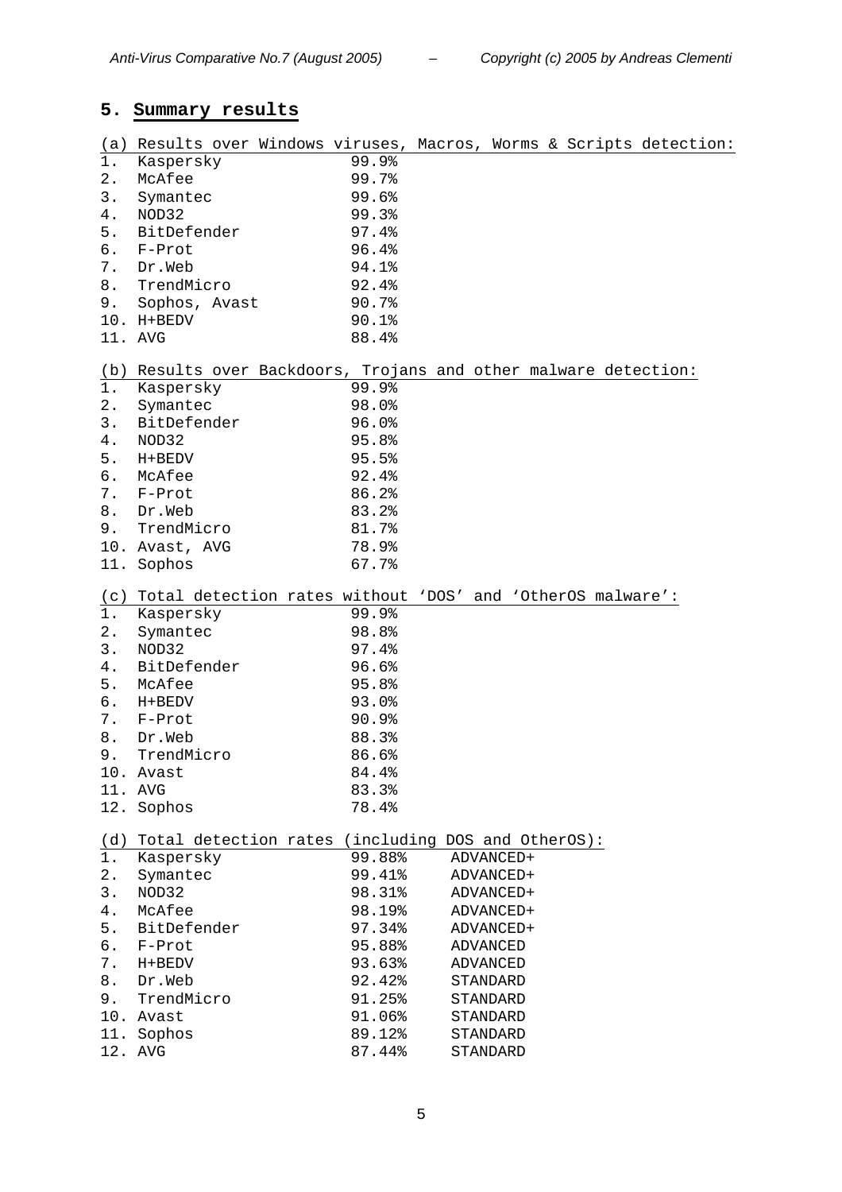## 5. Summary results

(a) Results over Windows viruses, Macros, Worms & Scripts detection:

| | | |
|---|---|---|
| 1. | Kaspersky | 99.9% |
| 2. | McAfee | 99.7% |
| 3. | Symantec | 99.6% |
| 4. | NOD32 | 99.3% |
| 5. | BitDefender | 97.4% |
| 6. | F-Prot | 96.4% |
| 7. | Dr.Web | 94.1% |
| 8. | TrendMicro | 92.4% |
| 9. | Sophos, Avast | 90.7% |
| 10. | H+BEDV | 90.1% |
| 11. | AVG | 88.4% |

(b) Results over Backdoors, Trojans and other malware detection:

| | | |
|---|---|---|
| 1. | Kaspersky | 99.9% |
| 2. | Symantec | 98.0% |
| 3. | BitDefender | 96.0% |
| 4. | NOD32 | 95.8% |
| 5. | H+BEDV | 95.5% |
| 6. | McAfee | 92.4% |
| 7. | F-Prot | 86.2% |
| 8. | Dr.Web | 83.2% |
| 9. | TrendMicro | 81.7% |
| 10. | Avast, AVG | 78.9% |
| 11. | Sophos | 67.7% |

(c) Total detection rates without 'DOS' and 'OtherOS malware':

| | | |
|---|---|---|
| 1. | Kaspersky | 99.9% |
| 2. | Symantec | 98.8% |
| 3. | NOD32 | 97.4% |
| 4. | BitDefender | 96.6% |
| 5. | McAfee | 95.8% |
| 6. | H+BEDV | 93.0% |
| 7. | F-Prot | 90.9% |
| 8. | Dr.Web | 88.3% |
| 9. | TrendMicro | 86.6% |
| 10. | Avast | 84.4% |
| 11. | AVG | 83.3% |
| 12. | Sophos | 78.4% |

(d) Total detection rates (including DOS and OtherOS):

| | | | |
|---|---|---|---|
| 1. | Kaspersky | 99.88% | ADVANCED+ |
| 2. | Symantec | 99.41% | ADVANCED+ |
| 3. | NOD32 | 98.31% | ADVANCED+ |
| 4. | McAfee | 98.19% | ADVANCED+ |
| 5. | BitDefender | 97.34% | ADVANCED+ |
| 6. | F-Prot | 95.88% | ADVANCED |
| 7. | H+BEDV | 93.63% | ADVANCED |
| 8. | Dr.Web | 92.42% | STANDARD |
| 9. | TrendMicro | 91.25% | STANDARD |
| 10. | Avast | 91.06% | STANDARD |
| 11. | Sophos | 89.12% | STANDARD |
| 12. | AVG | 87.44% | STANDARD |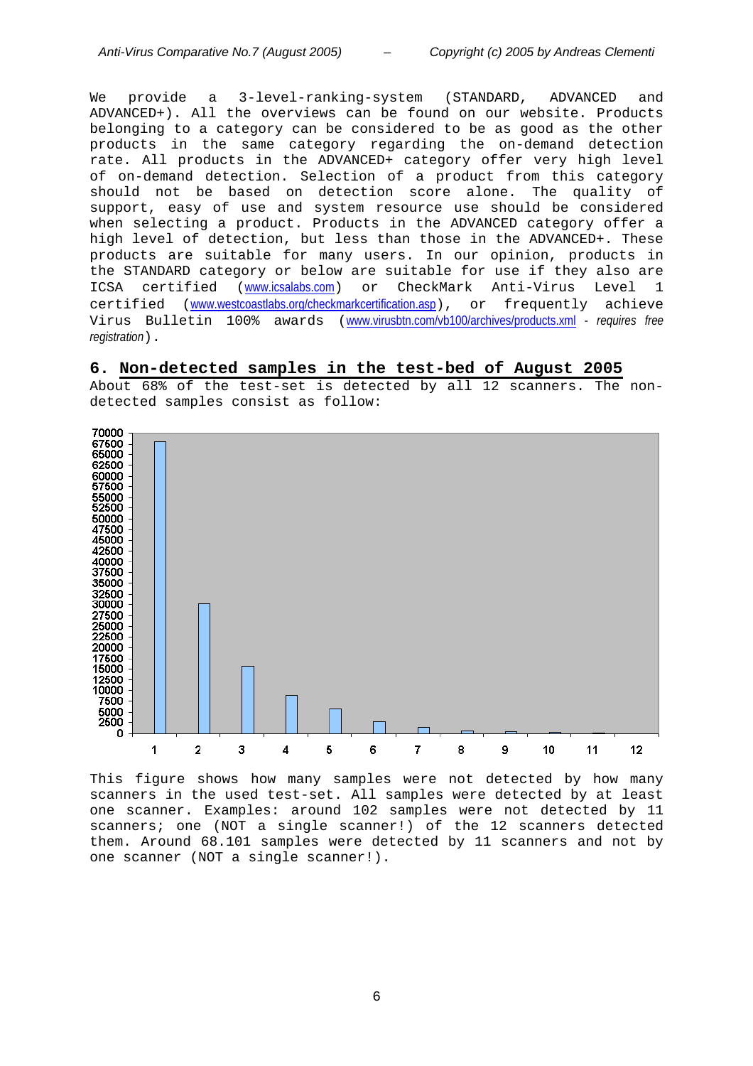We provide a 3-level-ranking-system (STANDARD, ADVANCED and ADVANCED+). All the overviews can be found on our website. Products belonging to a category can be considered to be as good as the other products in the same category regarding the on-demand detection rate. All products in the ADVANCED+ category offer very high level of on-demand detection. Selection of a product from this category should not be based on detection score alone. The quality of support, easy of use and system resource use should be considered when selecting a product. Products in the ADVANCED category offer a high level of detection, but less than those in the ADVANCED+. These products are suitable for many users. In our opinion, products in the STANDARD category or below are suitable for use if they also are ICSA certified (www.icsalabs.com) or CheckMark Anti-Virus Level 1 certified (www.westcoastlabs.org/checkmarkcertification.asp), or frequently achieve Virus Bulletin 100% awards (www.virusbtn.com/vb100/archives/products.xml - *requires free registration*).

## 6. Non-detected samples in the test-bed of August 2005

About 68% of the test-set is detected by all 12 scanners. The non-detected samples consist as follow:

This figure shows how many samples were not detected by how many scanners in the used test-set. All samples were detected by at least one scanner. Examples: around 102 samples were not detected by 11 scanners; one (NOT a single scanner!) of the 12 scanners detected them. Around 68.101 samples were detected by 11 scanners and not by one scanner (NOT a single scanner!).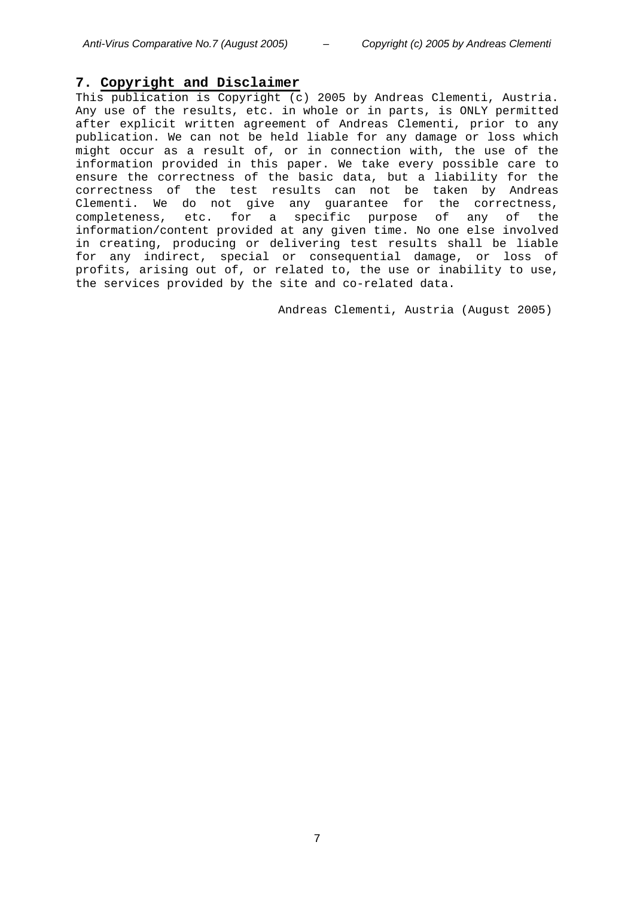## 7. Copyright and Disclaimer

This publication is Copyright (c) 2005 by Andreas Clementi, Austria. Any use of the results, etc. in whole or in parts, is ONLY permitted after explicit written agreement of Andreas Clementi, prior to any publication. We can not be held liable for any damage or loss which might occur as a result of, or in connection with, the use of the information provided in this paper. We take every possible care to ensure the correctness of the basic data, but a liability for the correctness of the test results can not be taken by Andreas Clementi. We do not give any guarantee for the correctness, completeness, etc. for a specific purpose of any of the information/content provided at any given time. No one else involved in creating, producing or delivering test results shall be liable for any indirect, special or consequential damage, or loss of profits, arising out of, or related to, the use or inability to use, the services provided by the site and co-related data.

Andreas Clementi, Austria (August 2005)